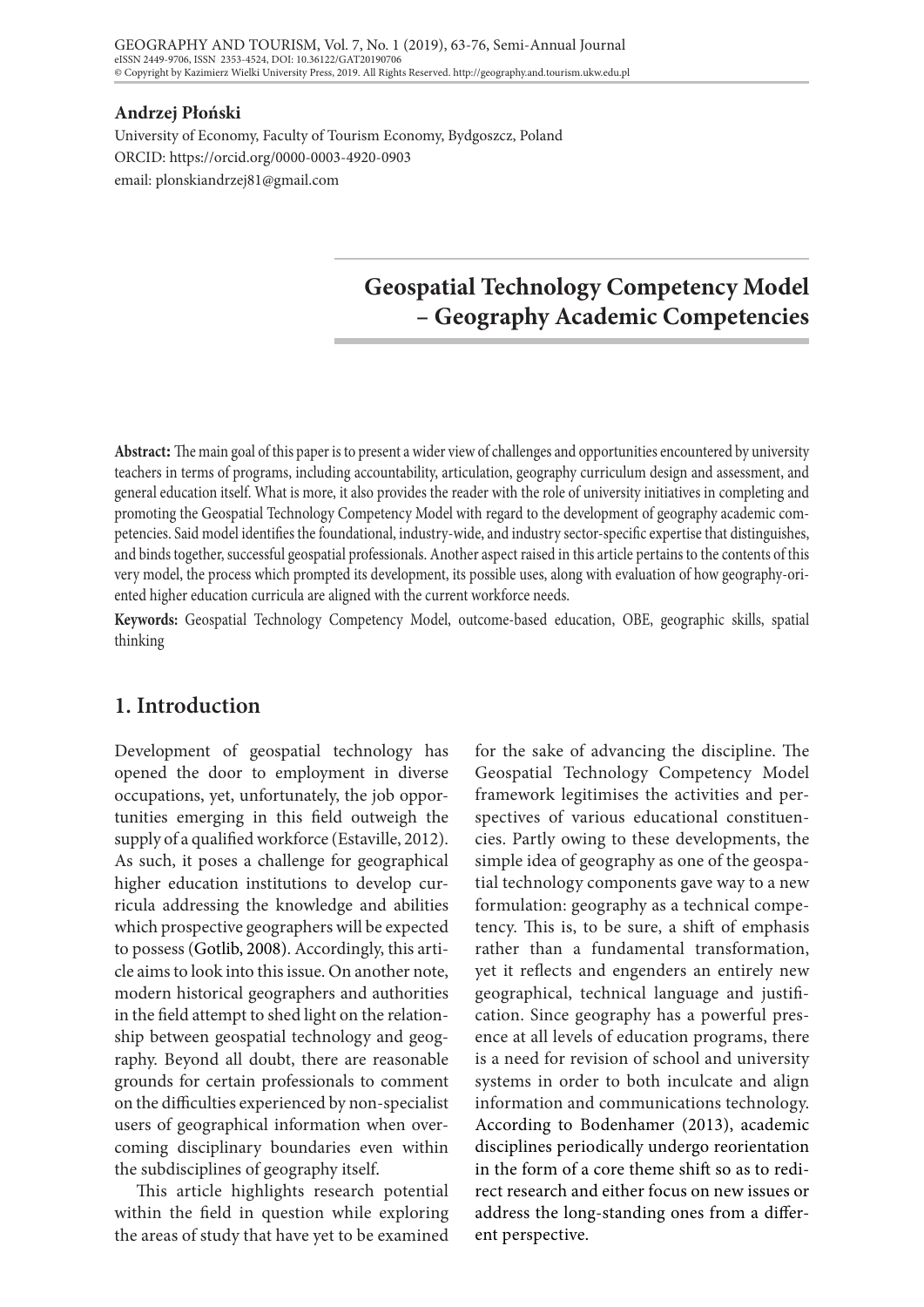**Andrzej Płoński**

University of Economy, Faculty of Tourism Economy, Bydgoszcz, Poland
ORCID: https://orcid.org/0000-0003-4920-0903
email: plonskiandrzej81@gmail.com

# Geospatial Technology Competency Model – Geography Academic Competencies

**Abstract:** The main goal of this paper is to present a wider view of challenges and opportunities encountered by university teachers in terms of programs, including accountability, articulation, geography curriculum design and assessment, and general education itself. What is more, it also provides the reader with the role of university initiatives in completing and promoting the Geospatial Technology Competency Model with regard to the development of geography academic competencies. Said model identifies the foundational, industry-wide, and industry sector-specific expertise that distinguishes, and binds together, successful geospatial professionals. Another aspect raised in this article pertains to the contents of this very model, the process which prompted its development, its possible uses, along with evaluation of how geography-oriented higher education curricula are aligned with the current workforce needs.

**Keywords:** Geospatial Technology Competency Model, outcome-based education, OBE, geographic skills, spatial thinking

## 1. Introduction

Development of geospatial technology has opened the door to employment in diverse occupations, yet, unfortunately, the job opportunities emerging in this field outweigh the supply of a qualified workforce (Estaville, 2012). As such, it poses a challenge for geographical higher education institutions to develop curricula addressing the knowledge and abilities which prospective geographers will be expected to possess (Gotlib, 2008). Accordingly, this article aims to look into this issue. On another note, modern historical geographers and authorities in the field attempt to shed light on the relationship between geospatial technology and geography. Beyond all doubt, there are reasonable grounds for certain professionals to comment on the difficulties experienced by non-specialist users of geographical information when overcoming disciplinary boundaries even within the subdisciplines of geography itself.

This article highlights research potential within the field in question while exploring the areas of study that have yet to be examined for the sake of advancing the discipline. The Geospatial Technology Competency Model framework legitimises the activities and perspectives of various educational constituencies. Partly owing to these developments, the simple idea of geography as one of the geospatial technology components gave way to a new formulation: geography as a technical competency. This is, to be sure, a shift of emphasis rather than a fundamental transformation, yet it reflects and engenders an entirely new geographical, technical language and justification. Since geography has a powerful presence at all levels of education programs, there is a need for revision of school and university systems in order to both inculcate and align information and communications technology. According to Bodenhamer (2013), academic disciplines periodically undergo reorientation in the form of a core theme shift so as to redirect research and either focus on new issues or address the long-standing ones from a different perspective.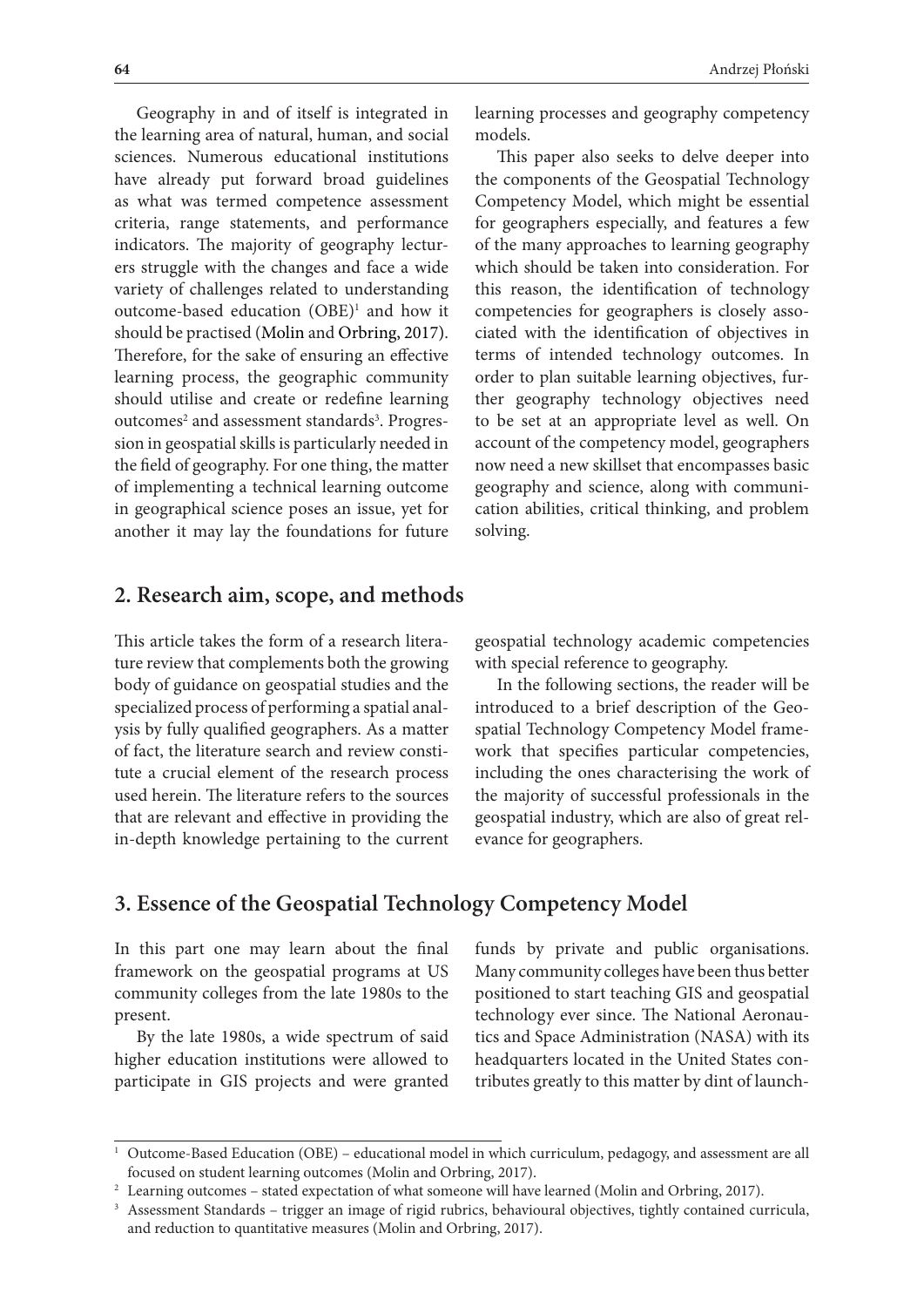Geography in and of itself is integrated in the learning area of natural, human, and social sciences. Numerous educational institutions have already put forward broad guidelines as what was termed competence assessment criteria, range statements, and performance indicators. The majority of geography lecturers struggle with the changes and face a wide variety of challenges related to understanding outcome-based education (OBE)[1] and how it should be practised (Molin and Orbring, 2017). Therefore, for the sake of ensuring an effective learning process, the geographic community should utilise and create or redefine learning outcomes[2] and assessment standards[3]. Progression in geospatial skills is particularly needed in the field of geography. For one thing, the matter of implementing a technical learning outcome in geographical science poses an issue, yet for another it may lay the foundations for future learning processes and geography competency models.

This paper also seeks to delve deeper into the components of the Geospatial Technology Competency Model, which might be essential for geographers especially, and features a few of the many approaches to learning geography which should be taken into consideration. For this reason, the identification of technology competencies for geographers is closely associated with the identification of objectives in terms of intended technology outcomes. In order to plan suitable learning objectives, further geography technology objectives need to be set at an appropriate level as well. On account of the competency model, geographers now need a new skillset that encompasses basic geography and science, along with communication abilities, critical thinking, and problem solving.

## 2. Research aim, scope, and methods

This article takes the form of a research literature review that complements both the growing body of guidance on geospatial studies and the specialized process of performing a spatial analysis by fully qualified geographers. As a matter of fact, the literature search and review constitute a crucial element of the research process used herein. The literature refers to the sources that are relevant and effective in providing the in-depth knowledge pertaining to the current geospatial technology academic competencies with special reference to geography.

In the following sections, the reader will be introduced to a brief description of the Geospatial Technology Competency Model framework that specifies particular competencies, including the ones characterising the work of the majority of successful professionals in the geospatial industry, which are also of great relevance for geographers.

## 3. Essence of the Geospatial Technology Competency Model

In this part one may learn about the final framework on the geospatial programs at US community colleges from the late 1980s to the present.

By the late 1980s, a wide spectrum of said higher education institutions were allowed to participate in GIS projects and were granted funds by private and public organisations. Many community colleges have been thus better positioned to start teaching GIS and geospatial technology ever since. The National Aeronautics and Space Administration (NASA) with its headquarters located in the United States contributes greatly to this matter by dint of launch-

[1] Outcome-Based Education (OBE) – educational model in which curriculum, pedagogy, and assessment are all focused on student learning outcomes (Molin and Orbring, 2017).

[2] Learning outcomes – stated expectation of what someone will have learned (Molin and Orbring, 2017).

[3] Assessment Standards – trigger an image of rigid rubrics, behavioural objectives, tightly contained curricula, and reduction to quantitative measures (Molin and Orbring, 2017).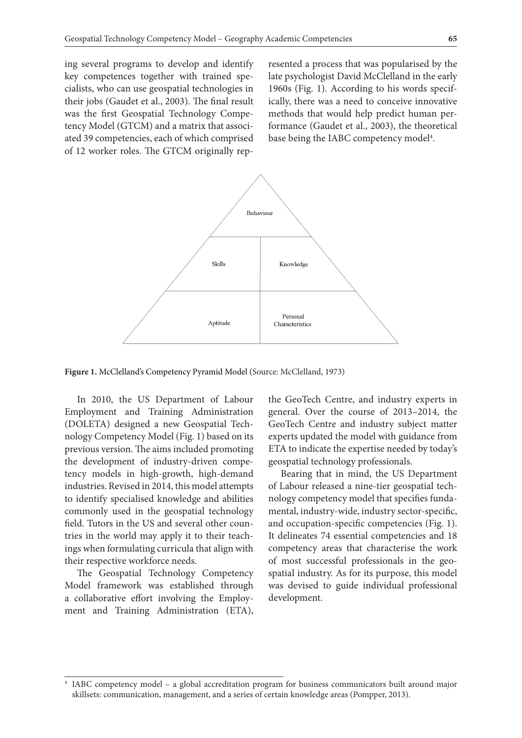ing several programs to develop and identify key competences together with trained specialists, who can use geospatial technologies in their jobs (Gaudet et al., 2003). The final result was the first Geospatial Technology Competency Model (GTCM) and a matrix that associated 39 competencies, each of which comprised of 12 worker roles. The GTCM originally represented a process that was popularised by the late psychologist David McClelland in the early 1960s (Fig. 1). According to his words specifically, there was a need to conceive innovative methods that would help predict human performance (Gaudet et al., 2003), the theoretical base being the IABC competency model[4].

Behaviour

Skills | Knowledge

Aptitude | Personal Characteristics

**Figure 1.** McClelland's Competency Pyramid Model (Source: McClelland, 1973)

In 2010, the US Department of Labour Employment and Training Administration (DOLETA) designed a new Geospatial Technology Competency Model (Fig. 1) based on its previous version. The aims included promoting the development of industry-driven competency models in high-growth, high-demand industries. Revised in 2014, this model attempts to identify specialised knowledge and abilities commonly used in the geospatial technology field. Tutors in the US and several other countries in the world may apply it to their teachings when formulating curricula that align with their respective workforce needs.

The Geospatial Technology Competency Model framework was established through a collaborative effort involving the Employment and Training Administration (ETA), the GeoTech Centre, and industry experts in general. Over the course of 2013–2014, the GeoTech Centre and industry subject matter experts updated the model with guidance from ETA to indicate the expertise needed by today's geospatial technology professionals.

Bearing that in mind, the US Department of Labour released a nine-tier geospatial technology competency model that specifies fundamental, industry-wide, industry sector-specific, and occupation-specific competencies (Fig. 1). It delineates 74 essential competencies and 18 competency areas that characterise the work of most successful professionals in the geospatial industry. As for its purpose, this model was devised to guide individual professional development.

[4] IABC competency model – a global accreditation program for business communicators built around major skillsets: communication, management, and a series of certain knowledge areas (Pompper, 2013).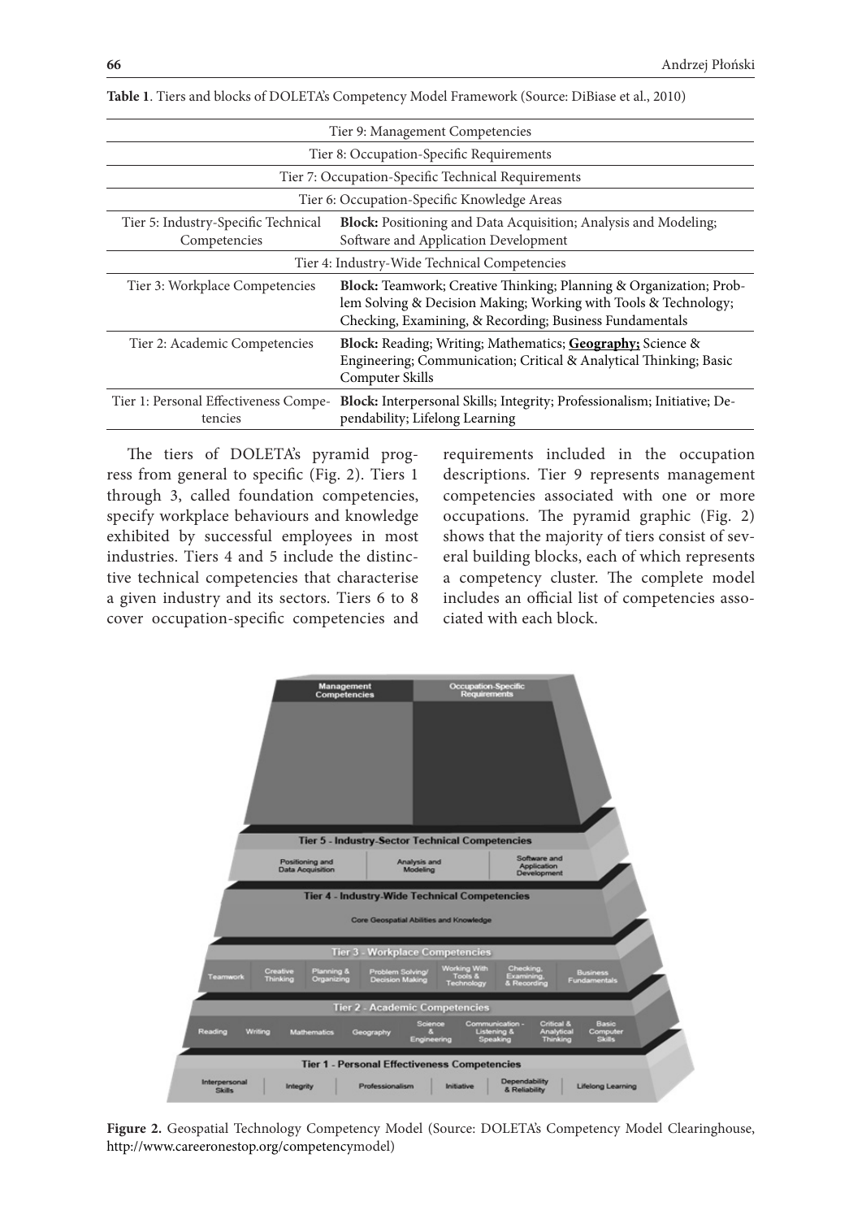**Table 1**. Tiers and blocks of DOLETA's Competency Model Framework (Source: DiBiase et al., 2010)

| Tier | Blocks |
|---|---|
| Tier 9: Management Competencies | |
| Tier 8: Occupation-Specific Requirements | |
| Tier 7: Occupation-Specific Technical Requirements | |
| Tier 6: Occupation-Specific Knowledge Areas | |
| Tier 5: Industry-Specific Technical Competencies | **Block:** Positioning and Data Acquisition; Analysis and Modeling; Software and Application Development |
| Tier 4: Industry-Wide Technical Competencies | |
| Tier 3: Workplace Competencies | **Block:** Teamwork; Creative Thinking; Planning & Organization; Problem Solving & Decision Making; Working with Tools & Technology; Checking, Examining, & Recording; Business Fundamentals |
| Tier 2: Academic Competencies | **Block:** Reading; Writing; Mathematics; **Geography;** Science & Engineering; Communication; Critical & Analytical Thinking; Basic Computer Skills |
| Tier 1: Personal Effectiveness Competencies | **Block:** Interpersonal Skills; Integrity; Professionalism; Initiative; Dependability; Lifelong Learning |

The tiers of DOLETA's pyramid progress from general to specific (Fig. 2). Tiers 1 through 3, called foundation competencies, specify workplace behaviours and knowledge exhibited by successful employees in most industries. Tiers 4 and 5 include the distinctive technical competencies that characterise a given industry and its sectors. Tiers 6 to 8 cover occupation-specific competencies and requirements included in the occupation descriptions. Tier 9 represents management competencies associated with one or more occupations. The pyramid graphic (Fig. 2) shows that the majority of tiers consist of several building blocks, each of which represents a competency cluster. The complete model includes an official list of competencies associated with each block.

**Figure 2.** Geospatial Technology Competency Model (Source: DOLETA's Competency Model Clearinghouse, http://www.careeronestop.org/competencymodel)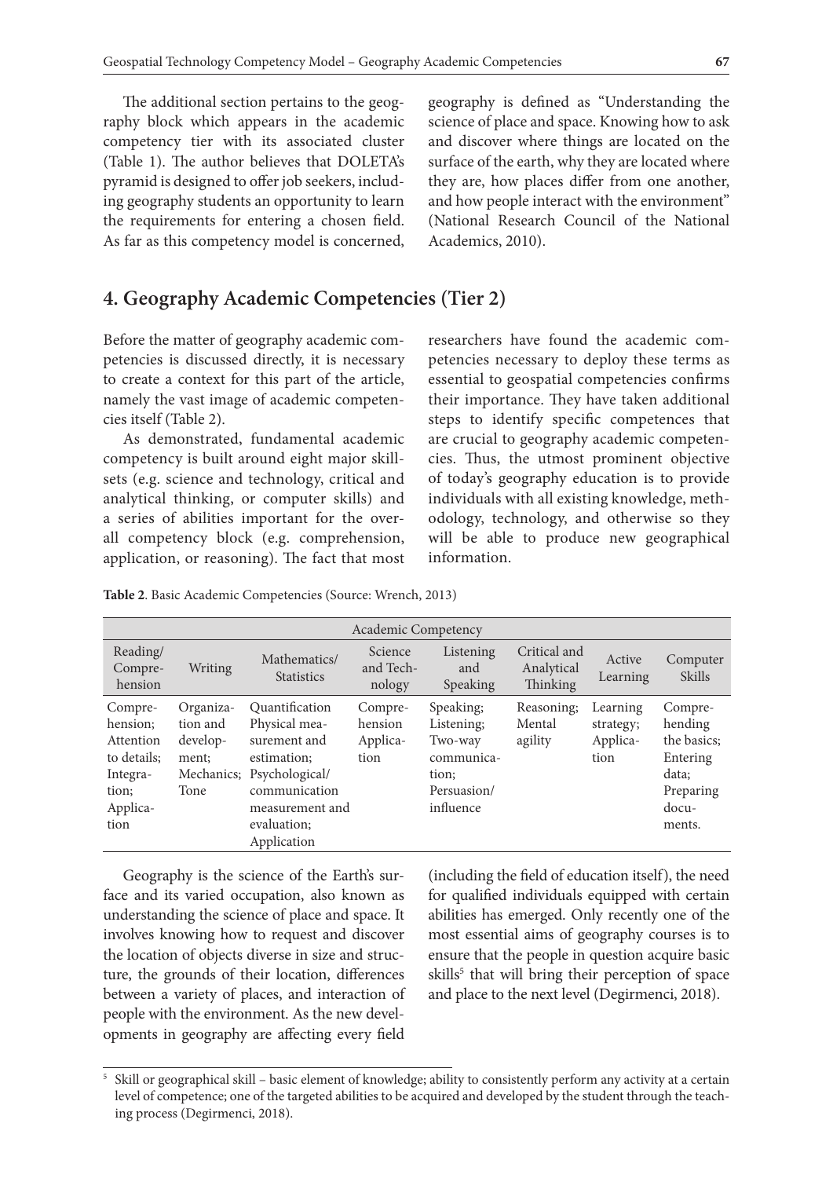The additional section pertains to the geography block which appears in the academic competency tier with its associated cluster (Table 1). The author believes that DOLETA's pyramid is designed to offer job seekers, including geography students an opportunity to learn the requirements for entering a chosen field. As far as this competency model is concerned, geography is defined as "Understanding the science of place and space. Knowing how to ask and discover where things are located on the surface of the earth, why they are located where they are, how places differ from one another, and how people interact with the environment" (National Research Council of the National Academics, 2010).

## 4. Geography Academic Competencies (Tier 2)

Before the matter of geography academic competencies is discussed directly, it is necessary to create a context for this part of the article, namely the vast image of academic competencies itself (Table 2).

As demonstrated, fundamental academic competency is built around eight major skillsets (e.g. science and technology, critical and analytical thinking, or computer skills) and a series of abilities important for the overall competency block (e.g. comprehension, application, or reasoning). The fact that most researchers have found the academic competencies necessary to deploy these terms as essential to geospatial competencies confirms their importance. They have taken additional steps to identify specific competences that are crucial to geography academic competencies. Thus, the utmost prominent objective of today's geography education is to provide individuals with all existing knowledge, methodology, technology, and otherwise so they will be able to produce new geographical information.

**Table 2**. Basic Academic Competencies (Source: Wrench, 2013)

| Academic Competency | | | | | | | |
|---|---|---|---|---|---|---|---|
| Reading/ Comprehension | Writing | Mathematics/ Statistics | Science and Technology | Listening and Speaking | Critical and Analytical Thinking | Active Learning | Computer Skills |
| Comprehension; Attention to details; Integration; Application | Organization and development; Mechanics; Tone | Quantification Physical measurement and estimation; Psychological/ communication measurement and evaluation; Application | Comprehension Application | Speaking; Listening; Two-way communication; Persuasion/ influence | Reasoning; Mental agility | Learning strategy; Application | Comprehending the basics; Entering data; Preparing documents. |

Geography is the science of the Earth's surface and its varied occupation, also known as understanding the science of place and space. It involves knowing how to request and discover the location of objects diverse in size and structure, the grounds of their location, differences between a variety of places, and interaction of people with the environment. As the new developments in geography are affecting every field (including the field of education itself), the need for qualified individuals equipped with certain abilities has emerged. Only recently one of the most essential aims of geography courses is to ensure that the people in question acquire basic skills[5] that will bring their perception of space and place to the next level (Degirmenci, 2018).

[5] Skill or geographical skill – basic element of knowledge; ability to consistently perform any activity at a certain level of competence; one of the targeted abilities to be acquired and developed by the student through the teaching process (Degirmenci, 2018).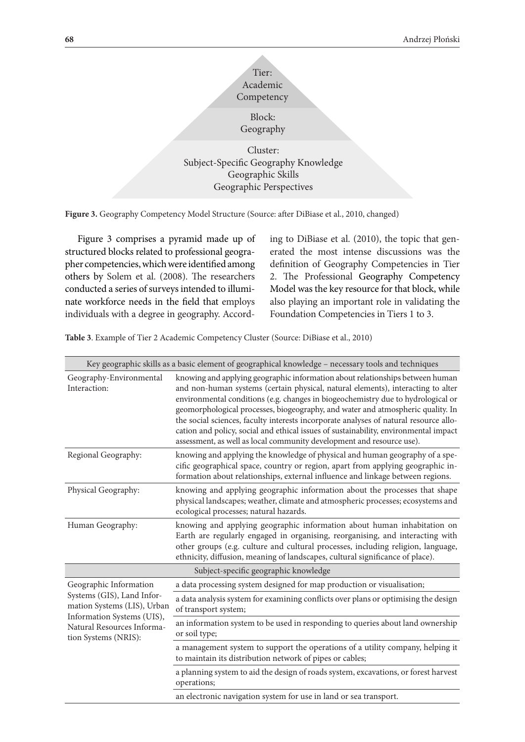Tier:
Academic
Competency

Block:
Geography

Cluster:
Subject-Specific Geography Knowledge
Geographic Skills
Geographic Perspectives

**Figure 3.** Geography Competency Model Structure (Source: after DiBiase et al., 2010, changed)

Figure 3 comprises a pyramid made up of structured blocks related to professional geographer competencies, which were identified among others by Solem et al. (2008). The researchers conducted a series of surveys intended to illuminate workforce needs in the field that employs individuals with a degree in geography. According to DiBiase et al. (2010), the topic that generated the most intense discussions was the definition of Geography Competencies in Tier 2. The Professional Geography Competency Model was the key resource for that block, while also playing an important role in validating the Foundation Competencies in Tiers 1 to 3.

**Table 3**. Example of Tier 2 Academic Competency Cluster (Source: DiBiase et al., 2010)

| Key geographic skills as a basic element of geographical knowledge – necessary tools and techniques | |
|---|---|
| Geography-Environmental Interaction: | knowing and applying geographic information about relationships between human and non-human systems (certain physical, natural elements), interacting to alter environmental conditions (e.g. changes in biogeochemistry due to hydrological or geomorphological processes, biogeography, and water and atmospheric quality. In the social sciences, faculty interests incorporate analyses of natural resource allocation and policy, social and ethical issues of sustainability, environmental impact assessment, as well as local community development and resource use). |
| Regional Geography: | knowing and applying the knowledge of physical and human geography of a specific geographical space, country or region, apart from applying geographic information about relationships, external influence and linkage between regions. |
| Physical Geography: | knowing and applying geographic information about the processes that shape physical landscapes; weather, climate and atmospheric processes; ecosystems and ecological processes; natural hazards. |
| Human Geography: | knowing and applying geographic information about human inhabitation on Earth are regularly engaged in organising, reorganising, and interacting with other groups (e.g. culture and cultural processes, including religion, language, ethnicity, diffusion, meaning of landscapes, cultural significance of place). |
| Subject-specific geographic knowledge | |
| Geographic Information Systems (GIS), Land Information Systems (LIS), Urban Information Systems (UIS), Natural Resources Information Systems (NRIS): | a data processing system designed for map production or visualisation; |
| | a data analysis system for examining conflicts over plans or optimising the design of transport system; |
| | an information system to be used in responding to queries about land ownership or soil type; |
| | a management system to support the operations of a utility company, helping it to maintain its distribution network of pipes or cables; |
| | a planning system to aid the design of roads system, excavations, or forest harvest operations; |
| | an electronic navigation system for use in land or sea transport. |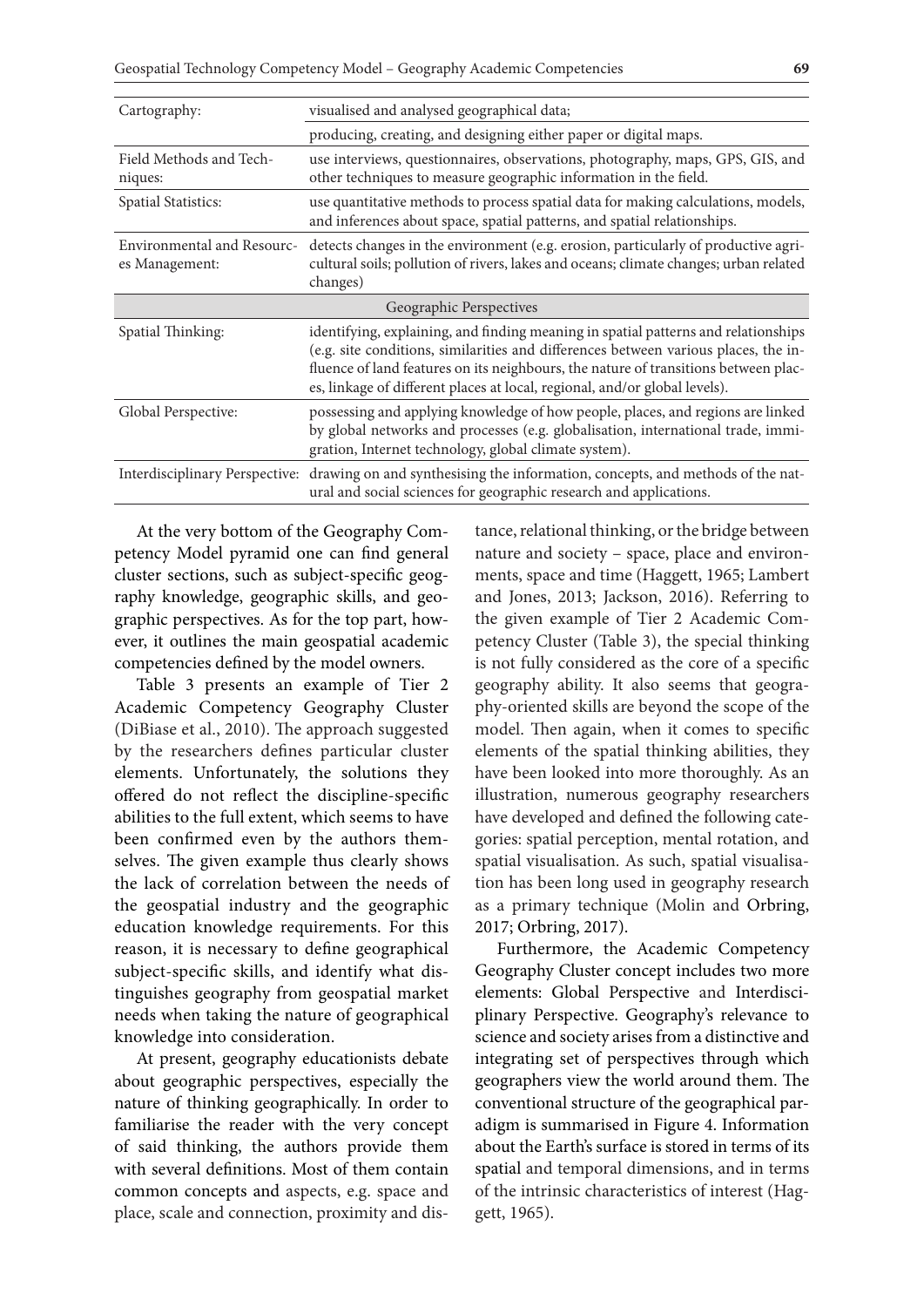| | |
|---|---|
| Cartography: | visualised and analysed geographical data; |
| | producing, creating, and designing either paper or digital maps. |
| Field Methods and Techniques: | use interviews, questionnaires, observations, photography, maps, GPS, GIS, and other techniques to measure geographic information in the field. |
| Spatial Statistics: | use quantitative methods to process spatial data for making calculations, models, and inferences about space, spatial patterns, and spatial relationships. |
| Environmental and Resources Management: | detects changes in the environment (e.g. erosion, particularly of productive agricultural soils; pollution of rivers, lakes and oceans; climate changes; urban related changes) |
| **Geographic Perspectives** | |
| Spatial Thinking: | identifying, explaining, and finding meaning in spatial patterns and relationships (e.g. site conditions, similarities and differences between various places, the influence of land features on its neighbours, the nature of transitions between places, linkage of different places at local, regional, and/or global levels). |
| Global Perspective: | possessing and applying knowledge of how people, places, and regions are linked by global networks and processes (e.g. globalisation, international trade, immigration, Internet technology, global climate system). |
| Interdisciplinary Perspective: | drawing on and synthesising the information, concepts, and methods of the natural and social sciences for geographic research and applications. |

At the very bottom of the Geography Competency Model pyramid one can find general cluster sections, such as subject-specific geography knowledge, geographic skills, and geographic perspectives. As for the top part, however, it outlines the main geospatial academic competencies defined by the model owners.

Table 3 presents an example of Tier 2 Academic Competency Geography Cluster (DiBiase et al., 2010). The approach suggested by the researchers defines particular cluster elements. Unfortunately, the solutions they offered do not reflect the discipline-specific abilities to the full extent, which seems to have been confirmed even by the authors themselves. The given example thus clearly shows the lack of correlation between the needs of the geospatial industry and the geographic education knowledge requirements. For this reason, it is necessary to define geographical subject-specific skills, and identify what distinguishes geography from geospatial market needs when taking the nature of geographical knowledge into consideration.

At present, geography educationists debate about geographic perspectives, especially the nature of thinking geographically. In order to familiarise the reader with the very concept of said thinking, the authors provide them with several definitions. Most of them contain common concepts and aspects, e.g. space and place, scale and connection, proximity and distance, relational thinking, or the bridge between nature and society – space, place and environments, space and time (Haggett, 1965; Lambert and Jones, 2013; Jackson, 2016). Referring to the given example of Tier 2 Academic Competency Cluster (Table 3), the special thinking is not fully considered as the core of a specific geography ability. It also seems that geography-oriented skills are beyond the scope of the model. Then again, when it comes to specific elements of the spatial thinking abilities, they have been looked into more thoroughly. As an illustration, numerous geography researchers have developed and defined the following categories: spatial perception, mental rotation, and spatial visualisation. As such, spatial visualisation has been long used in geography research as a primary technique (Molin and Orbring, 2017; Orbring, 2017).

Furthermore, the Academic Competency Geography Cluster concept includes two more elements: Global Perspective and Interdisciplinary Perspective. Geography's relevance to science and society arises from a distinctive and integrating set of perspectives through which geographers view the world around them. The conventional structure of the geographical paradigm is summarised in Figure 4. Information about the Earth's surface is stored in terms of its spatial and temporal dimensions, and in terms of the intrinsic characteristics of interest (Haggett, 1965).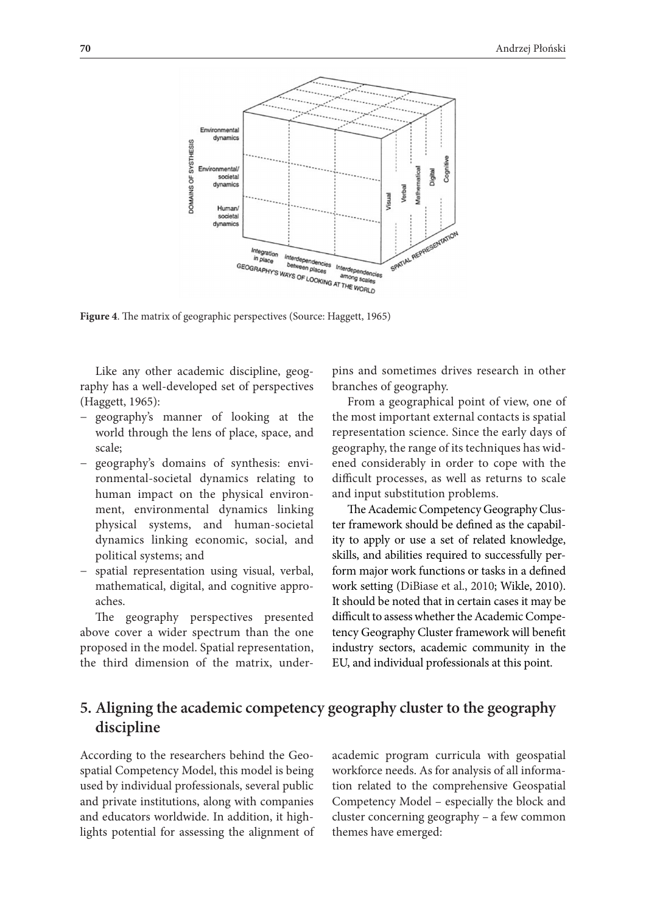**Figure 4**. The matrix of geographic perspectives (Source: Haggett, 1965)

Like any other academic discipline, geography has a well-developed set of perspectives (Haggett, 1965):

- geography's manner of looking at the world through the lens of place, space, and scale;
- geography's domains of synthesis: environmental-societal dynamics relating to human impact on the physical environment, environmental dynamics linking physical systems, and human-societal dynamics linking economic, social, and political systems; and
- spatial representation using visual, verbal, mathematical, digital, and cognitive approaches.

The geography perspectives presented above cover a wider spectrum than the one proposed in the model. Spatial representation, the third dimension of the matrix, underpins and sometimes drives research in other branches of geography.

From a geographical point of view, one of the most important external contacts is spatial representation science. Since the early days of geography, the range of its techniques has widened considerably in order to cope with the difficult processes, as well as returns to scale and input substitution problems.

The Academic Competency Geography Cluster framework should be defined as the capability to apply or use a set of related knowledge, skills, and abilities required to successfully perform major work functions or tasks in a defined work setting (DiBiase et al., 2010; Wikle, 2010). It should be noted that in certain cases it may be difficult to assess whether the Academic Competency Geography Cluster framework will benefit industry sectors, academic community in the EU, and individual professionals at this point.

## 5. Aligning the academic competency geography cluster to the geography discipline

According to the researchers behind the Geospatial Competency Model, this model is being used by individual professionals, several public and private institutions, along with companies and educators worldwide. In addition, it highlights potential for assessing the alignment of academic program curricula with geospatial workforce needs. As for analysis of all information related to the comprehensive Geospatial Competency Model – especially the block and cluster concerning geography – a few common themes have emerged: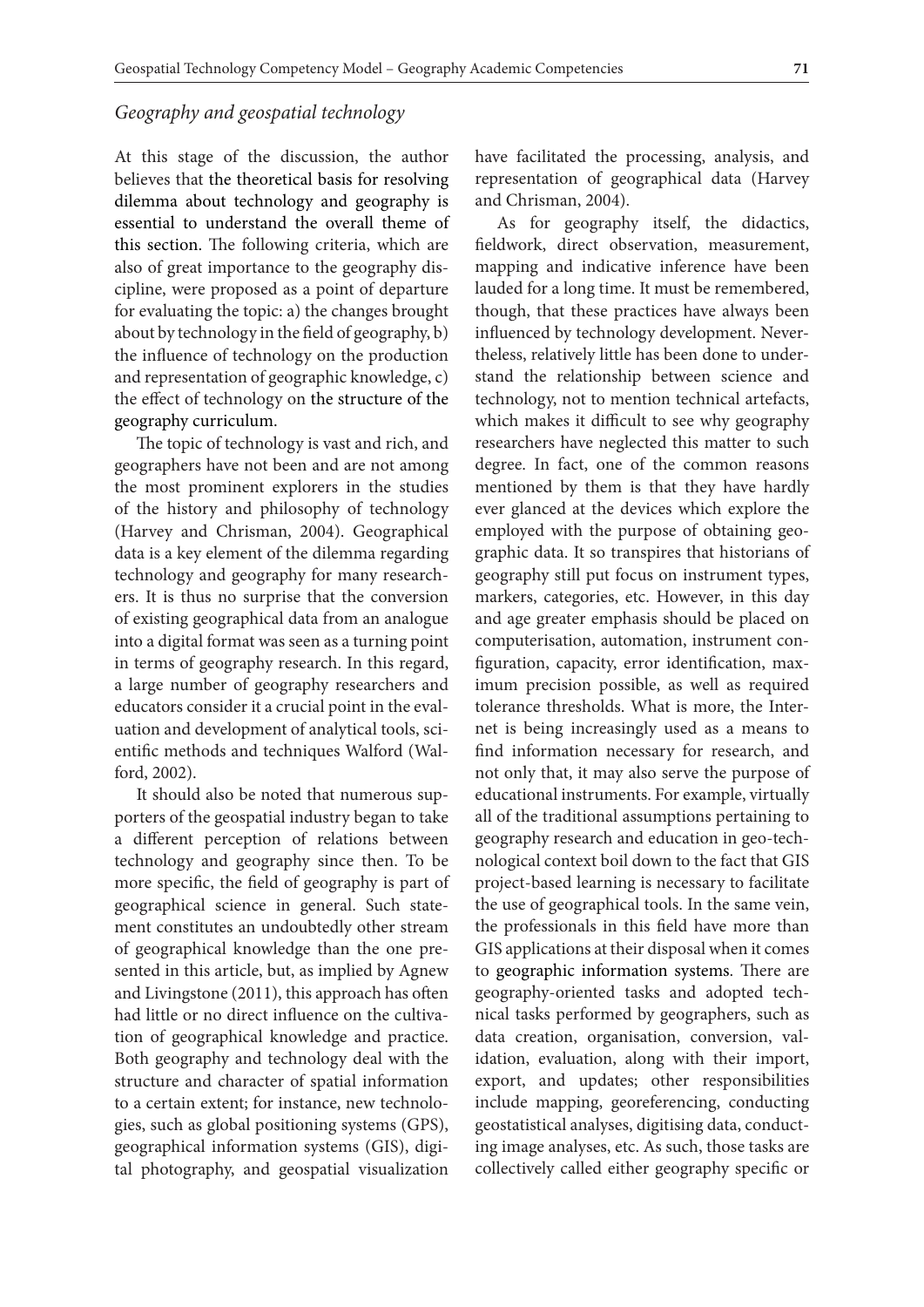## *Geography and geospatial technology*

At this stage of the discussion, the author believes that the theoretical basis for resolving dilemma about technology and geography is essential to understand the overall theme of this section. The following criteria, which are also of great importance to the geography discipline, were proposed as a point of departure for evaluating the topic: a) the changes brought about by technology in the field of geography, b) the influence of technology on the production and representation of geographic knowledge, c) the effect of technology on the structure of the geography curriculum.

The topic of technology is vast and rich, and geographers have not been and are not among the most prominent explorers in the studies of the history and philosophy of technology (Harvey and Chrisman, 2004). Geographical data is a key element of the dilemma regarding technology and geography for many researchers. It is thus no surprise that the conversion of existing geographical data from an analogue into a digital format was seen as a turning point in terms of geography research. In this regard, a large number of geography researchers and educators consider it a crucial point in the evaluation and development of analytical tools, scientific methods and techniques Walford (Walford, 2002).

It should also be noted that numerous supporters of the geospatial industry began to take a different perception of relations between technology and geography since then. To be more specific, the field of geography is part of geographical science in general. Such statement constitutes an undoubtedly other stream of geographical knowledge than the one presented in this article, but, as implied by Agnew and Livingstone (2011), this approach has often had little or no direct influence on the cultivation of geographical knowledge and practice. Both geography and technology deal with the structure and character of spatial information to a certain extent; for instance, new technologies, such as global positioning systems (GPS), geographical information systems (GIS), digital photography, and geospatial visualization have facilitated the processing, analysis, and representation of geographical data (Harvey and Chrisman, 2004).

As for geography itself, the didactics, fieldwork, direct observation, measurement, mapping and indicative inference have been lauded for a long time. It must be remembered, though, that these practices have always been influenced by technology development. Nevertheless, relatively little has been done to understand the relationship between science and technology, not to mention technical artefacts, which makes it difficult to see why geography researchers have neglected this matter to such degree. In fact, one of the common reasons mentioned by them is that they have hardly ever glanced at the devices which explore the employed with the purpose of obtaining geographic data. It so transpires that historians of geography still put focus on instrument types, markers, categories, etc. However, in this day and age greater emphasis should be placed on computerisation, automation, instrument configuration, capacity, error identification, maximum precision possible, as well as required tolerance thresholds. What is more, the Internet is being increasingly used as a means to find information necessary for research, and not only that, it may also serve the purpose of educational instruments. For example, virtually all of the traditional assumptions pertaining to geography research and education in geo-technological context boil down to the fact that GIS project-based learning is necessary to facilitate the use of geographical tools. In the same vein, the professionals in this field have more than GIS applications at their disposal when it comes to geographic information systems. There are geography-oriented tasks and adopted technical tasks performed by geographers, such as data creation, organisation, conversion, validation, evaluation, along with their import, export, and updates; other responsibilities include mapping, georeferencing, conducting geostatistical analyses, digitising data, conducting image analyses, etc. As such, those tasks are collectively called either geography specific or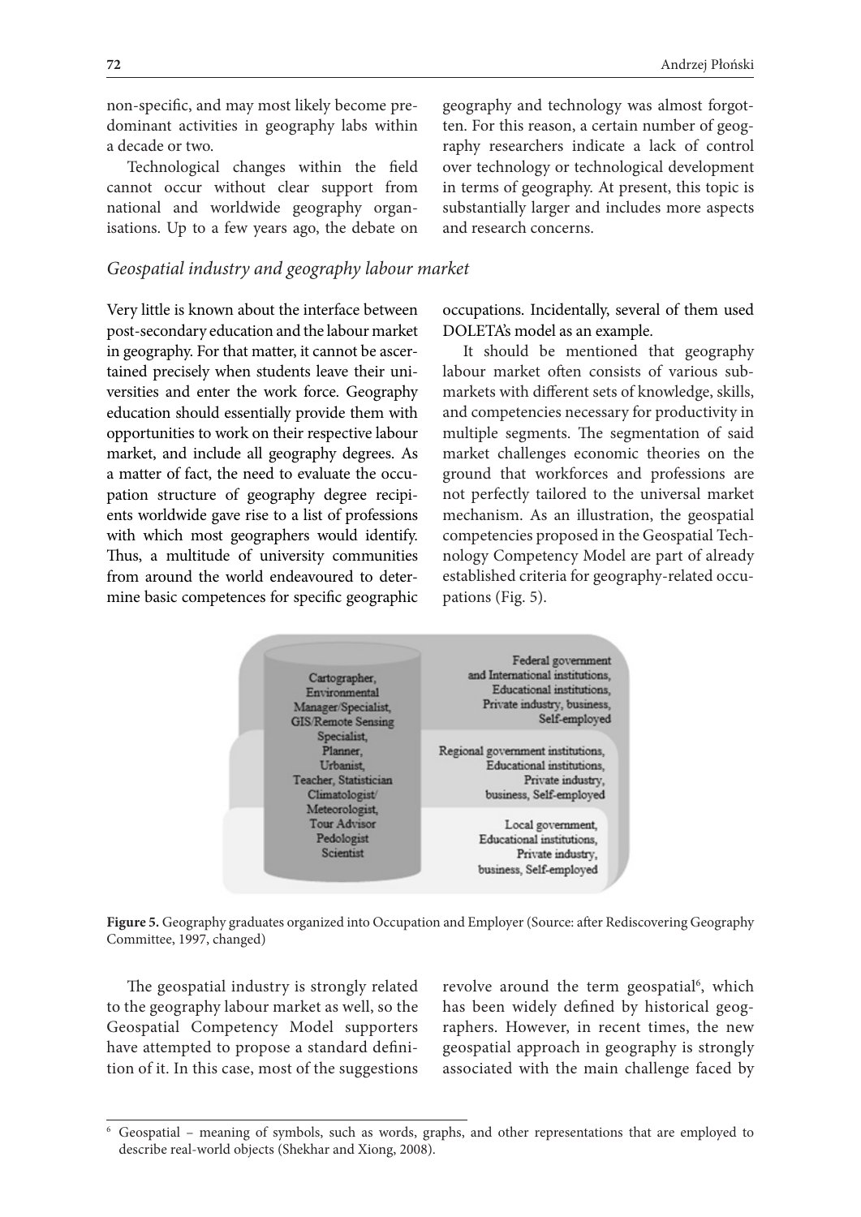non-specific, and may most likely become predominant activities in geography labs within a decade or two.

Technological changes within the field cannot occur without clear support from national and worldwide geography organisations. Up to a few years ago, the debate on geography and technology was almost forgotten. For this reason, a certain number of geography researchers indicate a lack of control over technology or technological development in terms of geography. At present, this topic is substantially larger and includes more aspects and research concerns.

### *Geospatial industry and geography labour market*

Very little is known about the interface between post-secondary education and the labour market in geography. For that matter, it cannot be ascertained precisely when students leave their universities and enter the work force. Geography education should essentially provide them with opportunities to work on their respective labour market, and include all geography degrees. As a matter of fact, the need to evaluate the occupation structure of geography degree recipients worldwide gave rise to a list of professions with which most geographers would identify. Thus, a multitude of university communities from around the world endeavoured to determine basic competences for specific geographic occupations. Incidentally, several of them used DOLETA's model as an example.

It should be mentioned that geography labour market often consists of various submarkets with different sets of knowledge, skills, and competencies necessary for productivity in multiple segments. The segmentation of said market challenges economic theories on the ground that workforces and professions are not perfectly tailored to the universal market mechanism. As an illustration, the geospatial competencies proposed in the Geospatial Technology Competency Model are part of already established criteria for geography-related occupations (Fig. 5).

Cartographer, Environmental Manager/Specialist, GIS/Remote Sensing Specialist, Planner, Urbanist, Teacher, Statistician Climatologist/ Meteorologist, Tour Advisor Pedologist Scientist

Federal government and International institutions, Educational institutions, Private industry, business, Self-employed

Regional government institutions, Educational institutions, Private industry, business, Self-employed

Local government, Educational institutions, Private industry, business, Self-employed

**Figure 5.** Geography graduates organized into Occupation and Employer (Source: after Rediscovering Geography Committee, 1997, changed)

The geospatial industry is strongly related to the geography labour market as well, so the Geospatial Competency Model supporters have attempted to propose a standard definition of it. In this case, most of the suggestions revolve around the term geospatial[6], which has been widely defined by historical geographers. However, in recent times, the new geospatial approach in geography is strongly associated with the main challenge faced by

---

[6] Geospatial – meaning of symbols, such as words, graphs, and other representations that are employed to describe real-world objects (Shekhar and Xiong, 2008).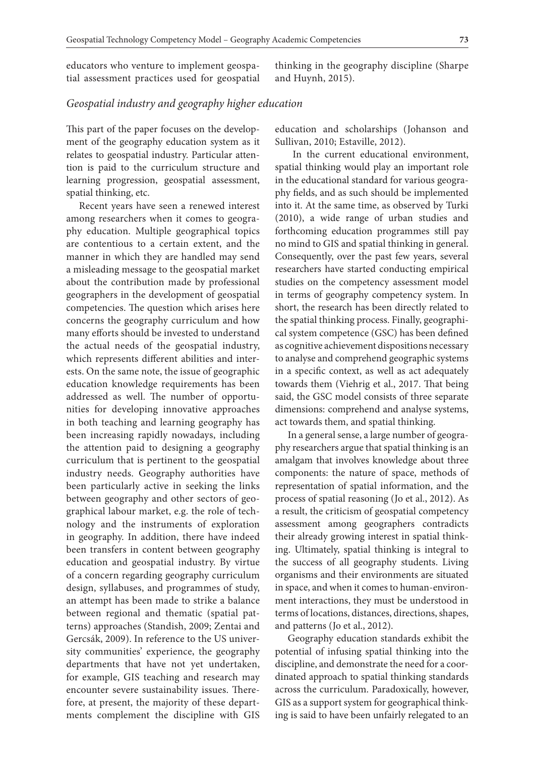educators who venture to implement geospatial assessment practices used for geospatial thinking in the geography discipline (Sharpe and Huynh, 2015).

### *Geospatial industry and geography higher education*

This part of the paper focuses on the development of the geography education system as it relates to geospatial industry. Particular attention is paid to the curriculum structure and learning progression, geospatial assessment, spatial thinking, etc.

Recent years have seen a renewed interest among researchers when it comes to geography education. Multiple geographical topics are contentious to a certain extent, and the manner in which they are handled may send a misleading message to the geospatial market about the contribution made by professional geographers in the development of geospatial competencies. The question which arises here concerns the geography curriculum and how many efforts should be invested to understand the actual needs of the geospatial industry, which represents different abilities and interests. On the same note, the issue of geographic education knowledge requirements has been addressed as well. The number of opportunities for developing innovative approaches in both teaching and learning geography has been increasing rapidly nowadays, including the attention paid to designing a geography curriculum that is pertinent to the geospatial industry needs. Geography authorities have been particularly active in seeking the links between geography and other sectors of geographical labour market, e.g. the role of technology and the instruments of exploration in geography. In addition, there have indeed been transfers in content between geography education and geospatial industry. By virtue of a concern regarding geography curriculum design, syllabuses, and programmes of study, an attempt has been made to strike a balance between regional and thematic (spatial patterns) approaches (Standish, 2009; Zentai and Gercsák, 2009). In reference to the US university communities' experience, the geography departments that have not yet undertaken, for example, GIS teaching and research may encounter severe sustainability issues. Therefore, at present, the majority of these departments complement the discipline with GIS education and scholarships (Johanson and Sullivan, 2010; Estaville, 2012).

In the current educational environment, spatial thinking would play an important role in the educational standard for various geography fields, and as such should be implemented into it. At the same time, as observed by Turki (2010), a wide range of urban studies and forthcoming education programmes still pay no mind to GIS and spatial thinking in general. Consequently, over the past few years, several researchers have started conducting empirical studies on the competency assessment model in terms of geography competency system. In short, the research has been directly related to the spatial thinking process. Finally, geographical system competence (GSC) has been defined as cognitive achievement dispositions necessary to analyse and comprehend geographic systems in a specific context, as well as act adequately towards them (Viehrig et al., 2017. That being said, the GSC model consists of three separate dimensions: comprehend and analyse systems, act towards them, and spatial thinking.

In a general sense, a large number of geography researchers argue that spatial thinking is an amalgam that involves knowledge about three components: the nature of space, methods of representation of spatial information, and the process of spatial reasoning (Jo et al., 2012). As a result, the criticism of geospatial competency assessment among geographers contradicts their already growing interest in spatial thinking. Ultimately, spatial thinking is integral to the success of all geography students. Living organisms and their environments are situated in space, and when it comes to human-environment interactions, they must be understood in terms of locations, distances, directions, shapes, and patterns (Jo et al., 2012).

Geography education standards exhibit the potential of infusing spatial thinking into the discipline, and demonstrate the need for a coordinated approach to spatial thinking standards across the curriculum. Paradoxically, however, GIS as a support system for geographical thinking is said to have been unfairly relegated to an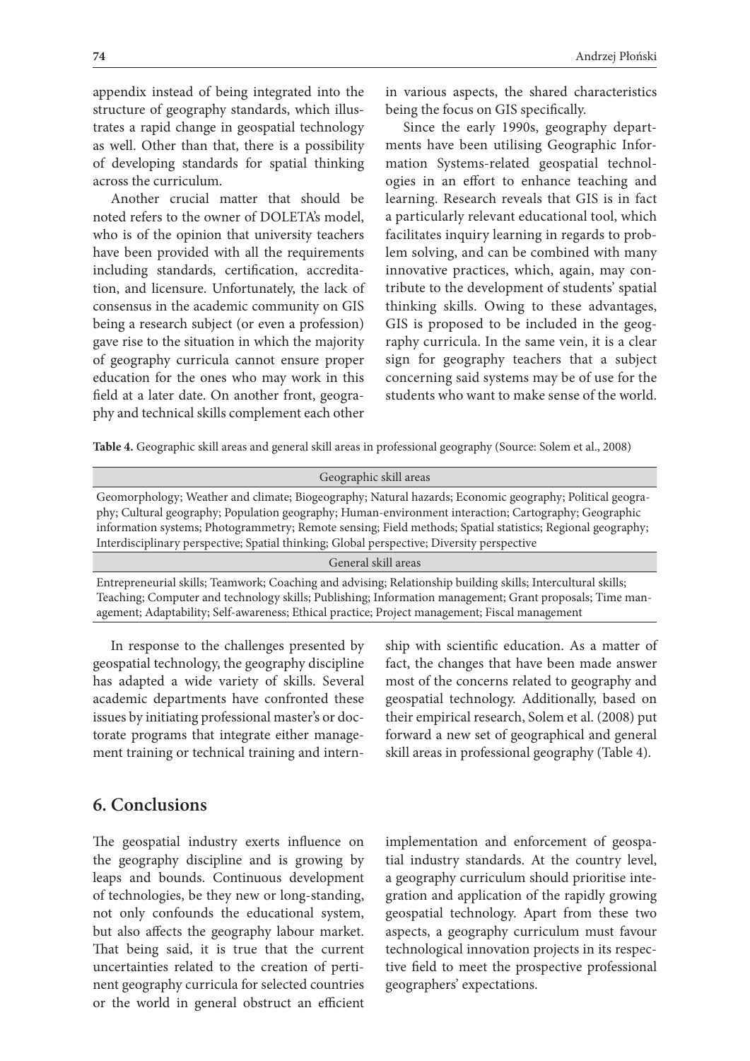appendix instead of being integrated into the structure of geography standards, which illustrates a rapid change in geospatial technology as well. Other than that, there is a possibility of developing standards for spatial thinking across the curriculum.

Another crucial matter that should be noted refers to the owner of DOLETA's model, who is of the opinion that university teachers have been provided with all the requirements including standards, certification, accreditation, and licensure. Unfortunately, the lack of consensus in the academic community on GIS being a research subject (or even a profession) gave rise to the situation in which the majority of geography curricula cannot ensure proper education for the ones who may work in this field at a later date. On another front, geography and technical skills complement each other in various aspects, the shared characteristics being the focus on GIS specifically.

Since the early 1990s, geography departments have been utilising Geographic Information Systems-related geospatial technologies in an effort to enhance teaching and learning. Research reveals that GIS is in fact a particularly relevant educational tool, which facilitates inquiry learning in regards to problem solving, and can be combined with many innovative practices, which, again, may contribute to the development of students' spatial thinking skills. Owing to these advantages, GIS is proposed to be included in the geography curricula. In the same vein, it is a clear sign for geography teachers that a subject concerning said systems may be of use for the students who want to make sense of the world.

**Table 4.** Geographic skill areas and general skill areas in professional geography (Source: Solem et al., 2008)

| Geographic skill areas |
| --- |
| Geomorphology; Weather and climate; Biogeography; Natural hazards; Economic geography; Political geography; Cultural geography; Population geography; Human-environment interaction; Cartography; Geographic information systems; Photogrammetry; Remote sensing; Field methods; Spatial statistics; Regional geography; Interdisciplinary perspective; Spatial thinking; Global perspective; Diversity perspective |
| **General skill areas** |
| Entrepreneurial skills; Teamwork; Coaching and advising; Relationship building skills; Intercultural skills; Teaching; Computer and technology skills; Publishing; Information management; Grant proposals; Time management; Adaptability; Self-awareness; Ethical practice; Project management; Fiscal management |

In response to the challenges presented by geospatial technology, the geography discipline has adapted a wide variety of skills. Several academic departments have confronted these issues by initiating professional master's or doctorate programs that integrate either management training or technical training and internship with scientific education. As a matter of fact, the changes that have been made answer most of the concerns related to geography and geospatial technology. Additionally, based on their empirical research, Solem et al. (2008) put forward a new set of geographical and general skill areas in professional geography (Table 4).

## 6. Conclusions

The geospatial industry exerts influence on the geography discipline and is growing by leaps and bounds. Continuous development of technologies, be they new or long-standing, not only confounds the educational system, but also affects the geography labour market. That being said, it is true that the current uncertainties related to the creation of pertinent geography curricula for selected countries or the world in general obstruct an efficient implementation and enforcement of geospatial industry standards. At the country level, a geography curriculum should prioritise integration and application of the rapidly growing geospatial technology. Apart from these two aspects, a geography curriculum must favour technological innovation projects in its respective field to meet the prospective professional geographers' expectations.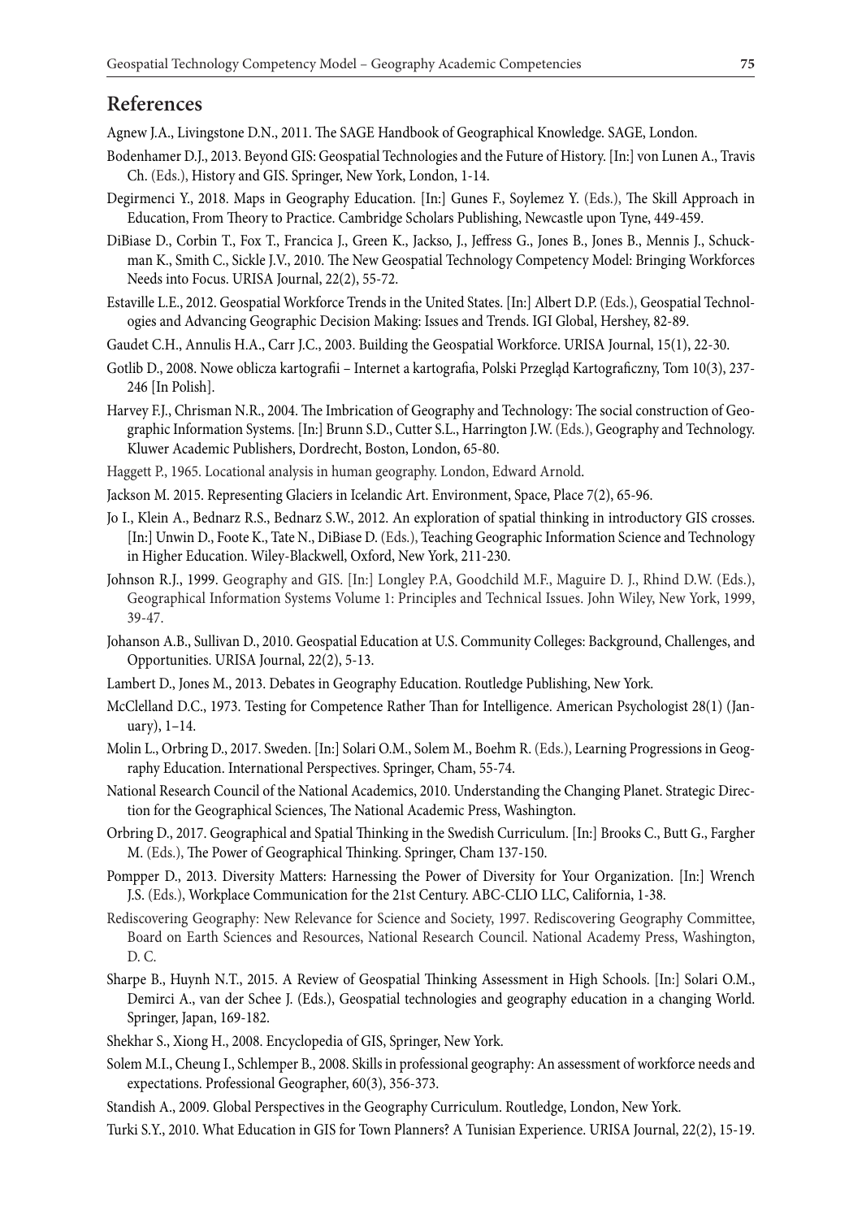## References

Agnew J.A., Livingstone D.N., 2011. The SAGE Handbook of Geographical Knowledge. SAGE, London.

Bodenhamer D.J., 2013. Beyond GIS: Geospatial Technologies and the Future of History. [In:] von Lunen A., Travis Ch. (Eds.), History and GIS. Springer, New York, London, 1-14.

Degirmenci Y., 2018. Maps in Geography Education. [In:] Gunes F., Soylemez Y. (Eds.), The Skill Approach in Education, From Theory to Practice. Cambridge Scholars Publishing, Newcastle upon Tyne, 449-459.

DiBiase D., Corbin T., Fox T., Francica J., Green K., Jackso, J., Jeffress G., Jones B., Jones B., Mennis J., Schuckman K., Smith C., Sickle J.V., 2010. The New Geospatial Technology Competency Model: Bringing Workforces Needs into Focus. URISA Journal, 22(2), 55-72.

Estaville L.E., 2012. Geospatial Workforce Trends in the United States. [In:] Albert D.P. (Eds.), Geospatial Technologies and Advancing Geographic Decision Making: Issues and Trends. IGI Global, Hershey, 82-89.

Gaudet C.H., Annulis H.A., Carr J.C., 2003. Building the Geospatial Workforce. URISA Journal, 15(1), 22-30.

Gotlib D., 2008. Nowe oblicza kartografii – Internet a kartografia, Polski Przegląd Kartograficzny, Tom 10(3), 237-246 [In Polish].

Harvey F.J., Chrisman N.R., 2004. The Imbrication of Geography and Technology: The social construction of Geographic Information Systems. [In:] Brunn S.D., Cutter S.L., Harrington J.W. (Eds.), Geography and Technology. Kluwer Academic Publishers, Dordrecht, Boston, London, 65-80.

Haggett P., 1965. Locational analysis in human geography. London, Edward Arnold.

Jackson M. 2015. Representing Glaciers in Icelandic Art. Environment, Space, Place 7(2), 65-96.

Jo I., Klein A., Bednarz R.S., Bednarz S.W., 2012. An exploration of spatial thinking in introductory GIS crosses. [In:] Unwin D., Foote K., Tate N., DiBiase D. (Eds.), Teaching Geographic Information Science and Technology in Higher Education. Wiley-Blackwell, Oxford, New York, 211-230.

Johnson R.J., 1999. Geography and GIS. [In:] Longley P.A, Goodchild M.F., Maguire D. J., Rhind D.W. (Eds.), Geographical Information Systems Volume 1: Principles and Technical Issues. John Wiley, New York, 1999, 39-47.

Johanson A.B., Sullivan D., 2010. Geospatial Education at U.S. Community Colleges: Background, Challenges, and Opportunities. URISA Journal, 22(2), 5-13.

Lambert D., Jones M., 2013. Debates in Geography Education. Routledge Publishing, New York.

McClelland D.C., 1973. Testing for Competence Rather Than for Intelligence. American Psychologist 28(1) (January), 1–14.

Molin L., Orbring D., 2017. Sweden. [In:] Solari O.M., Solem M., Boehm R. (Eds.), Learning Progressions in Geography Education. International Perspectives. Springer, Cham, 55-74.

National Research Council of the National Academics, 2010. Understanding the Changing Planet. Strategic Direction for the Geographical Sciences, The National Academic Press, Washington.

Orbring D., 2017. Geographical and Spatial Thinking in the Swedish Curriculum. [In:] Brooks C., Butt G., Fargher M. (Eds.), The Power of Geographical Thinking. Springer, Cham 137-150.

Pompper D., 2013. Diversity Matters: Harnessing the Power of Diversity for Your Organization. [In:] Wrench J.S. (Eds.), Workplace Communication for the 21st Century. ABC-CLIO LLC, California, 1-38.

Rediscovering Geography: New Relevance for Science and Society, 1997. Rediscovering Geography Committee, Board on Earth Sciences and Resources, National Research Council. National Academy Press, Washington, D. C.

Sharpe B., Huynh N.T., 2015. A Review of Geospatial Thinking Assessment in High Schools. [In:] Solari O.M., Demirci A., van der Schee J. (Eds.), Geospatial technologies and geography education in a changing World. Springer, Japan, 169-182.

Shekhar S., Xiong H., 2008. Encyclopedia of GIS, Springer, New York.

Solem M.I., Cheung I., Schlemper B., 2008. Skills in professional geography: An assessment of workforce needs and expectations. Professional Geographer, 60(3), 356-373.

Standish A., 2009. Global Perspectives in the Geography Curriculum. Routledge, London, New York.

Turki S.Y., 2010. What Education in GIS for Town Planners? A Tunisian Experience. URISA Journal, 22(2), 15-19.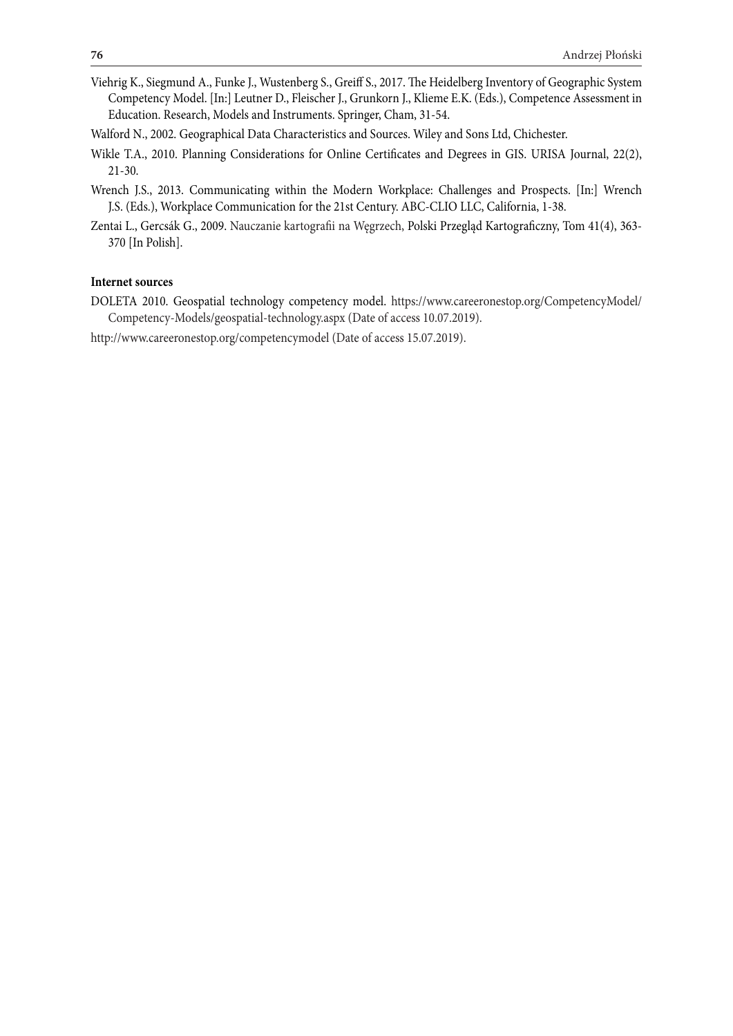Viehrig K., Siegmund A., Funke J., Wustenberg S., Greiff S., 2017. The Heidelberg Inventory of Geographic System Competency Model. [In:] Leutner D., Fleischer J., Grunkorn J., Klieme E.K. (Eds.), Competence Assessment in Education. Research, Models and Instruments. Springer, Cham, 31-54.

Walford N., 2002. Geographical Data Characteristics and Sources. Wiley and Sons Ltd, Chichester.

Wikle T.A., 2010. Planning Considerations for Online Certificates and Degrees in GIS. URISA Journal, 22(2), 21-30.

Wrench J.S., 2013. Communicating within the Modern Workplace: Challenges and Prospects. [In:] Wrench J.S. (Eds.), Workplace Communication for the 21st Century. ABC-CLIO LLC, California, 1-38.

Zentai L., Gercsák G., 2009. Nauczanie kartografii na Węgrzech, Polski Przegląd Kartograficzny, Tom 41(4), 363-370 [In Polish].

**Internet sources**

DOLETA 2010. Geospatial technology competency model. https://www.careeronestop.org/CompetencyModel/Competency-Models/geospatial-technology.aspx (Date of access 10.07.2019).

http://www.careeronestop.org/competencymodel (Date of access 15.07.2019).